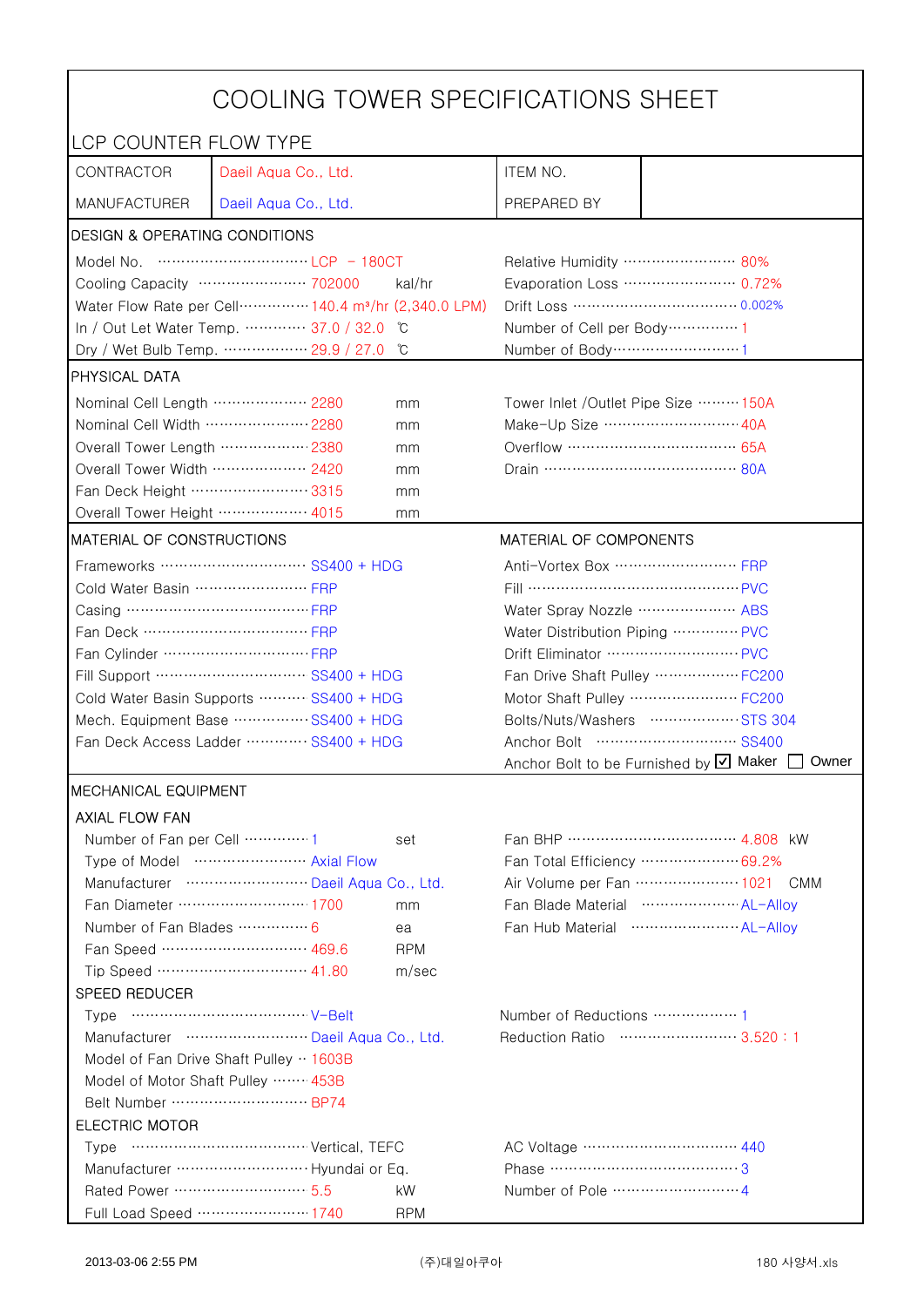# COOLING TOWER SPECIFICATIONS SHEET

## LCP COUNTER FLOW TYPE

| | | | |
|---|---|---|---|
| CONTRACTOR | Daeil Aqua Co., Ltd. | ITEM NO. | |
| MANUFACTURER | Daeil Aqua Co., Ltd. | PREPARED BY | |

### DESIGN & OPERATING CONDITIONS

| | | | |
|---|---|---|---|
| Model No. | LCP - 180CT | Relative Humidity | 80% |
| Cooling Capacity | 702000 kal/hr | Evaporation Loss | 0.72% |
| Water Flow Rate per Cell | 140.4 m³/hr (2,340.0 LPM) | Drift Loss | 0.002% |
| In / Out Let Water Temp. | 37.0 / 32.0 ℃ | Number of Cell per Body | 1 |
| Dry / Wet Bulb Temp. | 29.9 / 27.0 ℃ | Number of Body | 1 |

### PHYSICAL DATA

| | | | |
|---|---|---|---|
| Nominal Cell Length | 2280 mm | Tower Inlet /Outlet Pipe Size | 150A |
| Nominal Cell Width | 2280 mm | Make-Up Size | 40A |
| Overall Tower Length | 2380 mm | Overflow | 65A |
| Overall Tower Width | 2420 mm | Drain | 80A |
| Fan Deck Height | 3315 mm | | |
| Overall Tower Height | 4015 mm | | |

### MATERIAL OF CONSTRUCTIONS / MATERIAL OF COMPONENTS

| MATERIAL OF CONSTRUCTIONS | | MATERIAL OF COMPONENTS | |
|---|---|---|---|
| Frameworks | SS400 + HDG | Anti-Vortex Box | FRP |
| Cold Water Basin | FRP | Fill | PVC |
| Casing | FRP | Water Spray Nozzle | ABS |
| Fan Deck | FRP | Water Distribution Piping | PVC |
| Fan Cylinder | FRP | Drift Eliminator | PVC |
| Fill Support | SS400 + HDG | Fan Drive Shaft Pulley | FC200 |
| Cold Water Basin Supports | SS400 + HDG | Motor Shaft Pulley | FC200 |
| Mech. Equipment Base | SS400 + HDG | Bolts/Nuts/Washers | STS 304 |
| Fan Deck Access Ladder | SS400 + HDG | Anchor Bolt | SS400 |
| | | Anchor Bolt to be Furnished by | ☑ Maker ☐ Owner |

### MECHANICAL EQUIPMENT

#### AXIAL FLOW FAN

| | | | |
|---|---|---|---|
| Number of Fan per Cell | 1 set | Fan BHP | 4.808 kW |
| Type of Model | Axial Flow | Fan Total Efficiency | 69.2% |
| Manufacturer | Daeil Aqua Co., Ltd. | Air Volume per Fan | 1021 CMM |
| Fan Diameter | 1700 mm | Fan Blade Material | AL-Alloy |
| Number of Fan Blades | 6 ea | Fan Hub Material | AL-Alloy |
| Fan Speed | 469.6 RPM | | |
| Tip Speed | 41.80 m/sec | | |

#### SPEED REDUCER

| | | | |
|---|---|---|---|
| Type | V-Belt | Number of Reductions | 1 |
| Manufacturer | Daeil Aqua Co., Ltd. | Reduction Ratio | 3.520 : 1 |
| Model of Fan Drive Shaft Pulley | 1603B | | |
| Model of Motor Shaft Pulley | 453B | | |
| Belt Number | BP74 | | |

#### ELECTRIC MOTOR

| | | | |
|---|---|---|---|
| Type | Vertical, TEFC | AC Voltage | 440 |
| Manufacturer | Hyundai or Eq. | Phase | 3 |
| Rated Power | 5.5 kW | Number of Pole | 4 |
| Full Load Speed | 1740 RPM | | |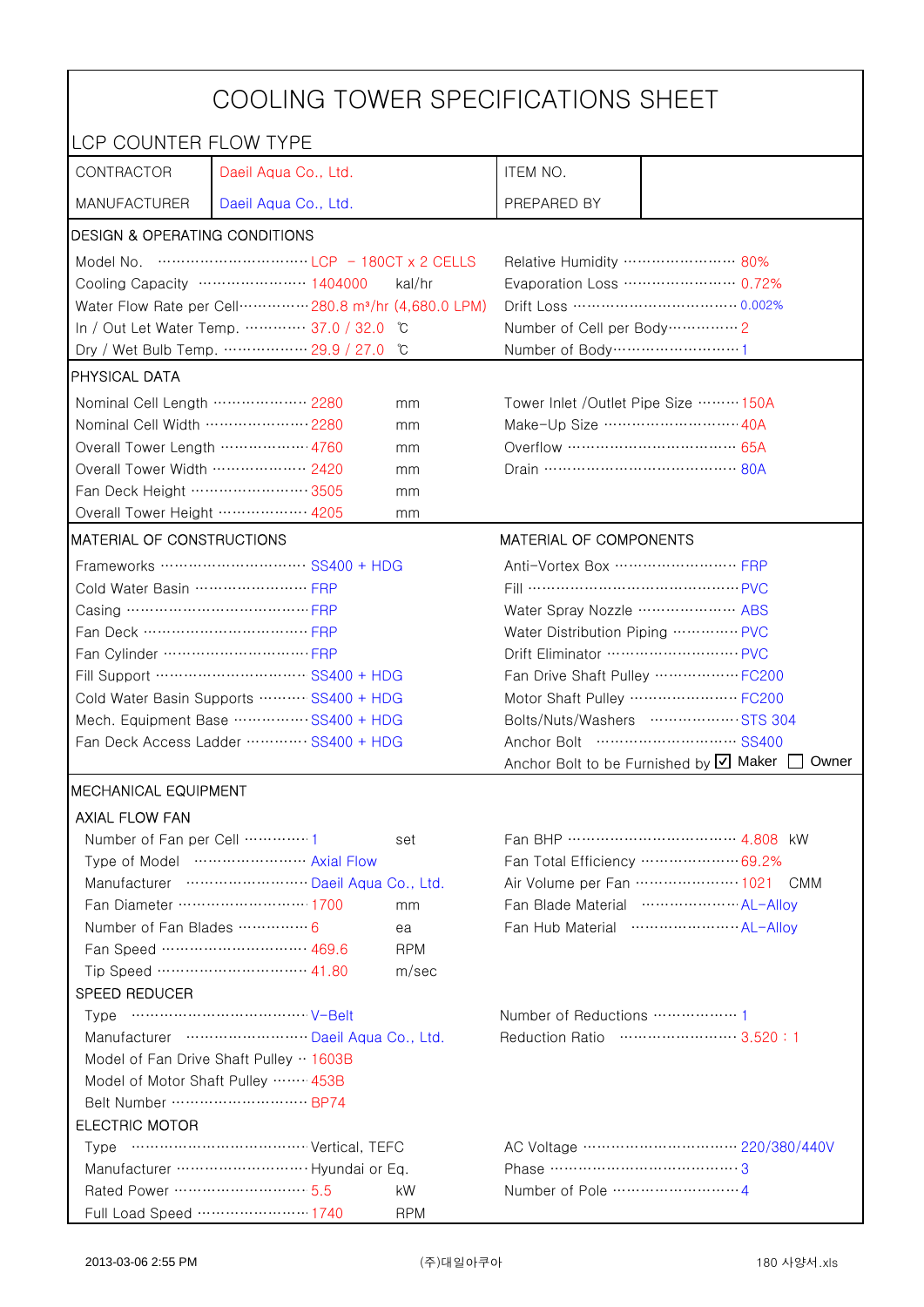# COOLING TOWER SPECIFICATIONS SHEET

## LCP COUNTER FLOW TYPE

| CONTRACTOR | Daeil Aqua Co., Ltd. | ITEM NO. | |
|---|---|---|---|
| MANUFACTURER | Daeil Aqua Co., Ltd. | PREPARED BY | |

### DESIGN & OPERATING CONDITIONS

| | | | | |
|---|---|---|---|---|
| Model No. | LCP – 180CT x 2 CELLS | | Relative Humidity | 80% |
| Cooling Capacity | 1404000 | kal/hr | Evaporation Loss | 0.72% |
| Water Flow Rate per Cell | 280.8 m³/hr (4,680.0 LPM) | | Drift Loss | 0.002% |
| In / Out Let Water Temp. | 37.0 / 32.0 | ℃ | Number of Cell per Body | 2 |
| Dry / Wet Bulb Temp. | 29.9 / 27.0 | ℃ | Number of Body | 1 |

### PHYSICAL DATA

| | | | | |
|---|---|---|---|---|
| Nominal Cell Length | 2280 | mm | Tower Inlet /Outlet Pipe Size | 150A |
| Nominal Cell Width | 2280 | mm | Make-Up Size | 40A |
| Overall Tower Length | 4760 | mm | Overflow | 65A |
| Overall Tower Width | 2420 | mm | Drain | 80A |
| Fan Deck Height | 3505 | mm | | |
| Overall Tower Height | 4205 | mm | | |

### MATERIAL OF CONSTRUCTIONS / MATERIAL OF COMPONENTS

| MATERIAL OF CONSTRUCTIONS | | MATERIAL OF COMPONENTS | |
|---|---|---|---|
| Frameworks | SS400 + HDG | Anti-Vortex Box | FRP |
| Cold Water Basin | FRP | Fill | PVC |
| Casing | FRP | Water Spray Nozzle | ABS |
| Fan Deck | FRP | Water Distribution Piping | PVC |
| Fan Cylinder | FRP | Drift Eliminator | PVC |
| Fill Support | SS400 + HDG | Fan Drive Shaft Pulley | FC200 |
| Cold Water Basin Supports | SS400 + HDG | Motor Shaft Pulley | FC200 |
| Mech. Equipment Base | SS400 + HDG | Bolts/Nuts/Washers | STS 304 |
| Fan Deck Access Ladder | SS400 + HDG | Anchor Bolt | SS400 |
| | | Anchor Bolt to be Furnished by | ☑ Maker ☐ Owner |

### MECHANICAL EQUIPMENT

#### AXIAL FLOW FAN

| | | | | |
|---|---|---|---|---|
| Number of Fan per Cell | 1 | set | Fan BHP | 4.808 kW |
| Type of Model | Axial Flow | | Fan Total Efficiency | 69.2% |
| Manufacturer | Daeil Aqua Co., Ltd. | | Air Volume per Fan | 1021 CMM |
| Fan Diameter | 1700 | mm | Fan Blade Material | AL-Alloy |
| Number of Fan Blades | 6 | ea | Fan Hub Material | AL-Alloy |
| Fan Speed | 469.6 | RPM | | |
| Tip Speed | 41.80 | m/sec | | |

#### SPEED REDUCER

| | | | |
|---|---|---|---|
| Type | V-Belt | Number of Reductions | 1 |
| Manufacturer | Daeil Aqua Co., Ltd. | Reduction Ratio | 3.520 : 1 |
| Model of Fan Drive Shaft Pulley | 1603B | | |
| Model of Motor Shaft Pulley | 453B | | |
| Belt Number | BP74 | | |

#### ELECTRIC MOTOR

| | | | | |
|---|---|---|---|---|
| Type | Vertical, TEFC | | AC Voltage | 220/380/440V |
| Manufacturer | Hyundai or Eq. | | Phase | 3 |
| Rated Power | 5.5 | kW | Number of Pole | 4 |
| Full Load Speed | 1740 | RPM | | |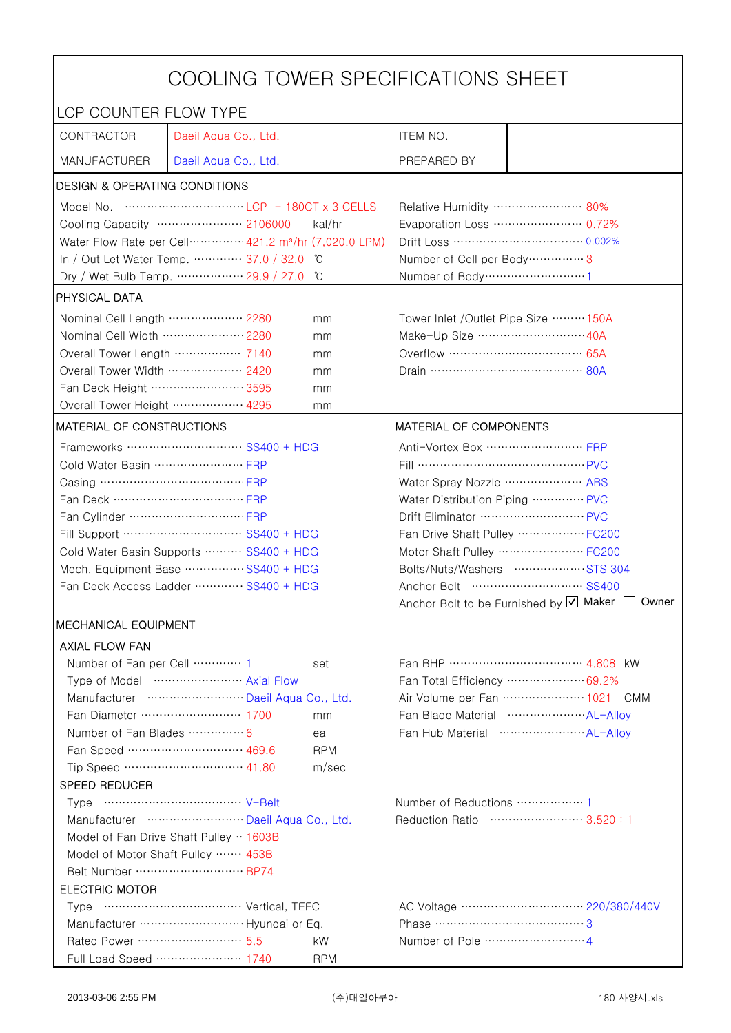# COOLING TOWER SPECIFICATIONS SHEET

## LCP COUNTER FLOW TYPE

| CONTRACTOR | Daeil Aqua Co., Ltd. | ITEM NO. | |
|---|---|---|---|
| MANUFACTURER | Daeil Aqua Co., Ltd. | PREPARED BY | |

### DESIGN & OPERATING CONDITIONS

| | | | | |
|---|---|---|---|---|
| Model No. | LCP - 180CT x 3 CELLS | | Relative Humidity | 80% |
| Cooling Capacity | 2106000 | kal/hr | Evaporation Loss | 0.72% |
| Water Flow Rate per Cell | 421.2 m³/hr (7,020.0 LPM) | | Drift Loss | 0.002% |
| In / Out Let Water Temp. | 37.0 / 32.0 | ℃ | Number of Cell per Body | 3 |
| Dry / Wet Bulb Temp. | 29.9 / 27.0 | ℃ | Number of Body | 1 |

### PHYSICAL DATA

| | | | | |
|---|---|---|---|---|
| Nominal Cell Length | 2280 | mm | Tower Inlet /Outlet Pipe Size | 150A |
| Nominal Cell Width | 2280 | mm | Make-Up Size | 40A |
| Overall Tower Length | 7140 | mm | Overflow | 65A |
| Overall Tower Width | 2420 | mm | Drain | 80A |
| Fan Deck Height | 3595 | mm | | |
| Overall Tower Height | 4295 | mm | | |

### MATERIAL OF CONSTRUCTIONS / MATERIAL OF COMPONENTS

| MATERIAL OF CONSTRUCTIONS | | MATERIAL OF COMPONENTS | |
|---|---|---|---|
| Frameworks | SS400 + HDG | Anti-Vortex Box | FRP |
| Cold Water Basin | FRP | Fill | PVC |
| Casing | FRP | Water Spray Nozzle | ABS |
| Fan Deck | FRP | Water Distribution Piping | PVC |
| Fan Cylinder | FRP | Drift Eliminator | PVC |
| Fill Support | SS400 + HDG | Fan Drive Shaft Pulley | FC200 |
| Cold Water Basin Supports | SS400 + HDG | Motor Shaft Pulley | FC200 |
| Mech. Equipment Base | SS400 + HDG | Bolts/Nuts/Washers | STS 304 |
| Fan Deck Access Ladder | SS400 + HDG | Anchor Bolt | SS400 |
| | | Anchor Bolt to be Furnished by | ☑ Maker ☐ Owner |

### MECHANICAL EQUIPMENT

#### AXIAL FLOW FAN

| | | | | | |
|---|---|---|---|---|---|
| Number of Fan per Cell | 1 | set | Fan BHP | 4.808 | kW |
| Type of Model | Axial Flow | | Fan Total Efficiency | 69.2% | |
| Manufacturer | Daeil Aqua Co., Ltd. | | Air Volume per Fan | 1021 | CMM |
| Fan Diameter | 1700 | mm | Fan Blade Material | AL-Alloy | |
| Number of Fan Blades | 6 | ea | Fan Hub Material | AL-Alloy | |
| Fan Speed | 469.6 | RPM | | | |
| Tip Speed | 41.80 | m/sec | | | |

#### SPEED REDUCER

| | | | |
|---|---|---|---|
| Type | V-Belt | Number of Reductions | 1 |
| Manufacturer | Daeil Aqua Co., Ltd. | Reduction Ratio | 3.520 : 1 |
| Model of Fan Drive Shaft Pulley | 1603B | | |
| Model of Motor Shaft Pulley | 453B | | |
| Belt Number | BP74 | | |

#### ELECTRIC MOTOR

| | | | | |
|---|---|---|---|---|
| Type | Vertical, TEFC | | AC Voltage | 220/380/440V |
| Manufacturer | Hyundai or Eq. | | Phase | 3 |
| Rated Power | 5.5 | kW | Number of Pole | 4 |
| Full Load Speed | 1740 | RPM | | |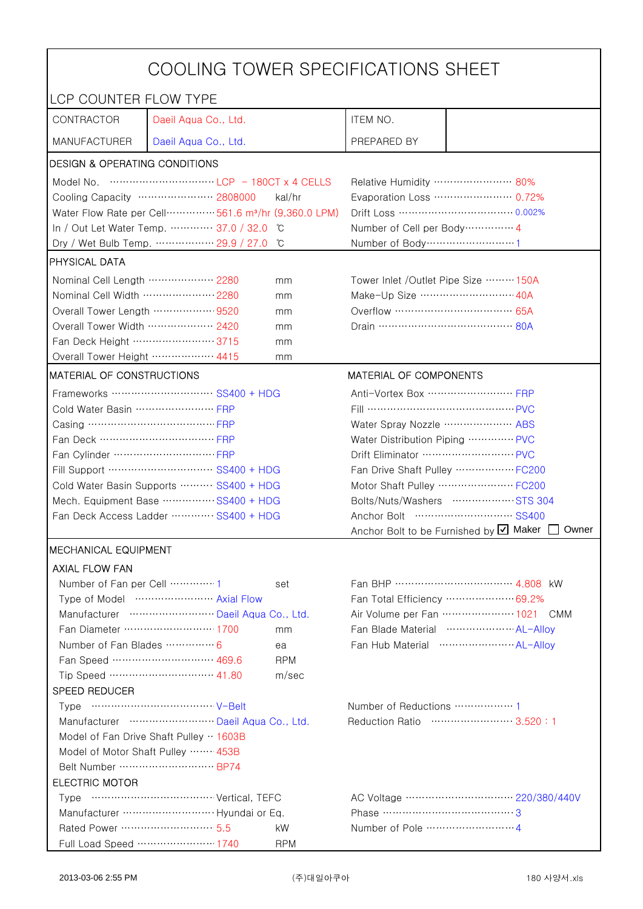# COOLING TOWER SPECIFICATIONS SHEET

LCP COUNTER FLOW TYPE

| CONTRACTOR | Daeil Aqua Co., Ltd. | ITEM NO. | |
|---|---|---|---|
| MANUFACTURER | Daeil Aqua Co., Ltd. | PREPARED BY | |

## DESIGN & OPERATING CONDITIONS

| | | | |
|---|---|---|---|
| Model No. | LCP - 180CT x 4 CELLS | Relative Humidity | 80% |
| Cooling Capacity | 2808000 kal/hr | Evaporation Loss | 0.72% |
| Water Flow Rate per Cell | 561.6 m³/hr (9,360.0 LPM) | Drift Loss | 0.002% |
| In / Out Let Water Temp. | 37.0 / 32.0 ℃ | Number of Cell per Body | 4 |
| Dry / Wet Bulb Temp. | 29.9 / 27.0 ℃ | Number of Body | 1 |

## PHYSICAL DATA

| | | | |
|---|---|---|---|
| Nominal Cell Length | 2280 mm | Tower Inlet /Outlet Pipe Size | 150A |
| Nominal Cell Width | 2280 mm | Make-Up Size | 40A |
| Overall Tower Length | 9520 mm | Overflow | 65A |
| Overall Tower Width | 2420 mm | Drain | 80A |
| Fan Deck Height | 3715 mm | | |
| Overall Tower Height | 4415 mm | | |

## MATERIAL OF CONSTRUCTIONS / MATERIAL OF COMPONENTS

| MATERIAL OF CONSTRUCTIONS | | MATERIAL OF COMPONENTS | |
|---|---|---|---|
| Frameworks | SS400 + HDG | Anti-Vortex Box | FRP |
| Cold Water Basin | FRP | Fill | PVC |
| Casing | FRP | Water Spray Nozzle | ABS |
| Fan Deck | FRP | Water Distribution Piping | PVC |
| Fan Cylinder | FRP | Drift Eliminator | PVC |
| Fill Support | SS400 + HDG | Fan Drive Shaft Pulley | FC200 |
| Cold Water Basin Supports | SS400 + HDG | Motor Shaft Pulley | FC200 |
| Mech. Equipment Base | SS400 + HDG | Bolts/Nuts/Washers | STS 304 |
| Fan Deck Access Ladder | SS400 + HDG | Anchor Bolt | SS400 |
| | | Anchor Bolt to be Furnished by | ☑ Maker ☐ Owner |

## MECHANICAL EQUIPMENT

### AXIAL FLOW FAN

| | | | |
|---|---|---|---|
| Number of Fan per Cell | 1 set | Fan BHP | 4.808 kW |
| Type of Model | Axial Flow | Fan Total Efficiency | 69.2% |
| Manufacturer | Daeil Aqua Co., Ltd. | Air Volume per Fan | 1021 CMM |
| Fan Diameter | 1700 mm | Fan Blade Material | AL-Alloy |
| Number of Fan Blades | 6 ea | Fan Hub Material | AL-Alloy |
| Fan Speed | 469.6 RPM | | |
| Tip Speed | 41.80 m/sec | | |

### SPEED REDUCER

| | | | |
|---|---|---|---|
| Type | V-Belt | Number of Reductions | 1 |
| Manufacturer | Daeil Aqua Co., Ltd. | Reduction Ratio | 3.520 : 1 |
| Model of Fan Drive Shaft Pulley | 1603B | | |
| Model of Motor Shaft Pulley | 453B | | |
| Belt Number | BP74 | | |

### ELECTRIC MOTOR

| | | | |
|---|---|---|---|
| Type | Vertical, TEFC | AC Voltage | 220/380/440V |
| Manufacturer | Hyundai or Eq. | Phase | 3 |
| Rated Power | 5.5 kW | Number of Pole | 4 |
| Full Load Speed | 1740 RPM | | |

2013-03-06 2:55 PM　　(주)대일아쿠아　　180 사양서.xls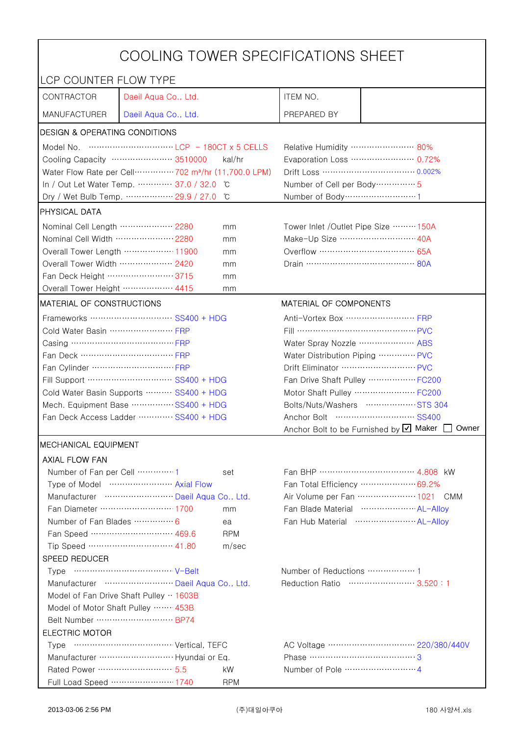# COOLING TOWER SPECIFICATIONS SHEET

LCP COUNTER FLOW TYPE

| | | | |
|---|---|---|---|
| CONTRACTOR | Daeil Aqua Co., Ltd. | ITEM NO. | |
| MANUFACTURER | Daeil Aqua Co., Ltd. | PREPARED BY | |

## DESIGN & OPERATING CONDITIONS

| | | | | |
|---|---|---|---|---|
| Model No. | LCP – 180CT x 5 CELLS | | Relative Humidity | 80% |
| Cooling Capacity | 3510000 | kal/hr | Evaporation Loss | 0.72% |
| Water Flow Rate per Cell | 702 m³/hr (11,700.0 LPM) | | Drift Loss | 0.002% |
| In / Out Let Water Temp. | 37.0 / 32.0 | ℃ | Number of Cell per Body | 5 |
| Dry / Wet Bulb Temp. | 29.9 / 27.0 | ℃ | Number of Body | 1 |

## PHYSICAL DATA

| | | | | |
|---|---|---|---|---|
| Nominal Cell Length | 2280 | mm | Tower Inlet /Outlet Pipe Size | 150A |
| Nominal Cell Width | 2280 | mm | Make-Up Size | 40A |
| Overall Tower Length | 11900 | mm | Overflow | 65A |
| Overall Tower Width | 2420 | mm | Drain | 80A |
| Fan Deck Height | 3715 | mm | | |
| Overall Tower Height | 4415 | mm | | |

## MATERIAL OF CONSTRUCTIONS / MATERIAL OF COMPONENTS

| MATERIAL OF CONSTRUCTIONS | | MATERIAL OF COMPONENTS | |
|---|---|---|---|
| Frameworks | SS400 + HDG | Anti-Vortex Box | FRP |
| Cold Water Basin | FRP | Fill | PVC |
| Casing | FRP | Water Spray Nozzle | ABS |
| Fan Deck | FRP | Water Distribution Piping | PVC |
| Fan Cylinder | FRP | Drift Eliminator | PVC |
| Fill Support | SS400 + HDG | Fan Drive Shaft Pulley | FC200 |
| Cold Water Basin Supports | SS400 + HDG | Motor Shaft Pulley | FC200 |
| Mech. Equipment Base | SS400 + HDG | Bolts/Nuts/Washers | STS 304 |
| Fan Deck Access Ladder | SS400 + HDG | Anchor Bolt | SS400 |
| | | Anchor Bolt to be Furnished by | ☑ Maker ☐ Owner |

## MECHANICAL EQUIPMENT

### AXIAL FLOW FAN

| | | | | | |
|---|---|---|---|---|---|
| Number of Fan per Cell | 1 | set | Fan BHP | 4.808 | kW |
| Type of Model | Axial Flow | | Fan Total Efficiency | 69.2% | |
| Manufacturer | Daeil Aqua Co., Ltd. | | Air Volume per Fan | 1021 | CMM |
| Fan Diameter | 1700 | mm | Fan Blade Material | AL-Alloy | |
| Number of Fan Blades | 6 | ea | Fan Hub Material | AL-Alloy | |
| Fan Speed | 469.6 | RPM | | | |
| Tip Speed | 41.80 | m/sec | | | |

### SPEED REDUCER

| | | | |
|---|---|---|---|
| Type | V-Belt | Number of Reductions | 1 |
| Manufacturer | Daeil Aqua Co., Ltd. | Reduction Ratio | 3.520 : 1 |
| Model of Fan Drive Shaft Pulley | 1603B | | |
| Model of Motor Shaft Pulley | 453B | | |
| Belt Number | BP74 | | |

### ELECTRIC MOTOR

| | | | | |
|---|---|---|---|---|
| Type | Vertical, TEFC | | AC Voltage | 220/380/440V |
| Manufacturer | Hyundai or Eq. | | Phase | 3 |
| Rated Power | 5.5 | kW | Number of Pole | 4 |
| Full Load Speed | 1740 | RPM | | |